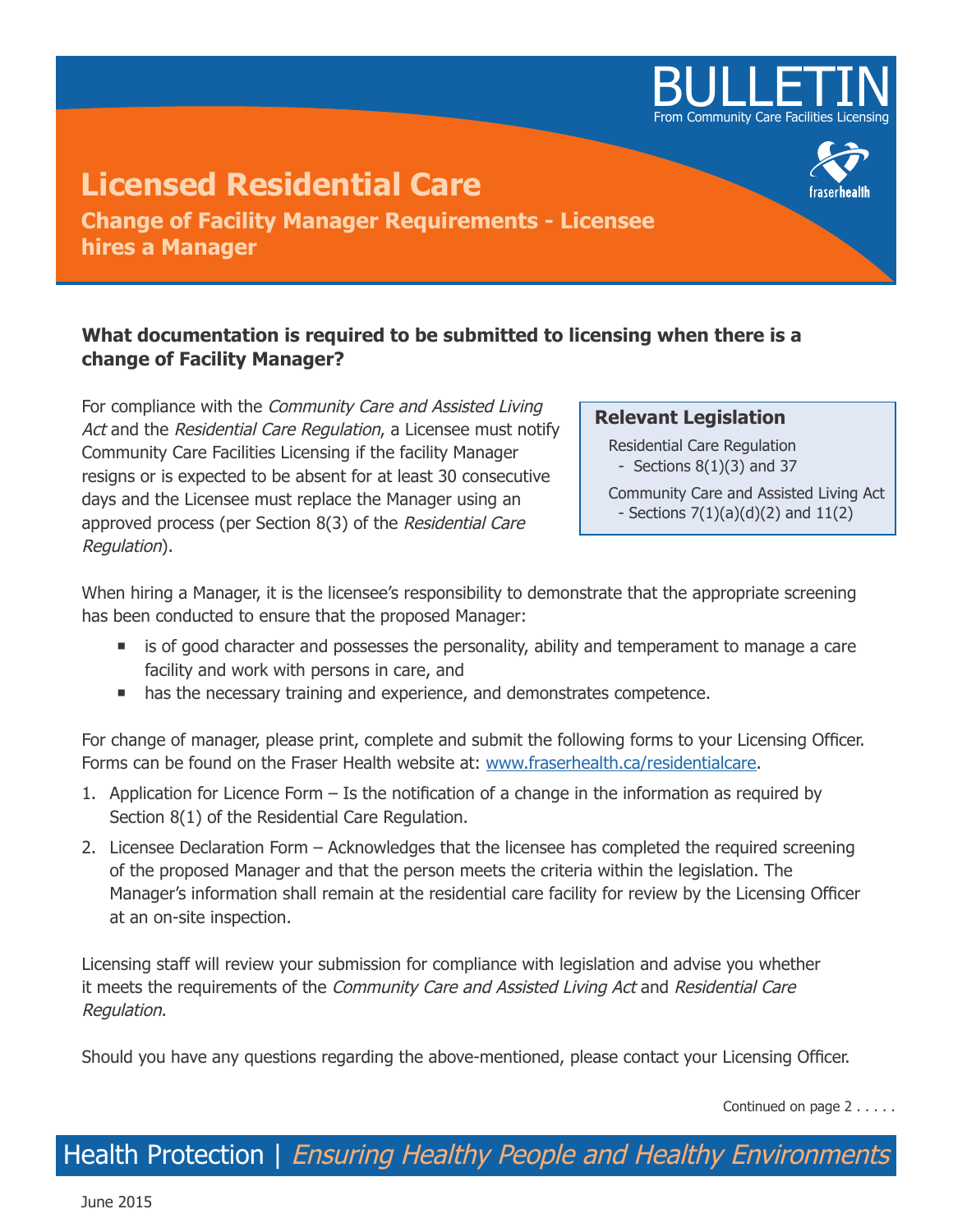# BULLETIN

From Community Care Facilities Licensing

## Licensed Residential Care

### Change of Facility Manager Requirements - Licensee hires a Manager

**What documentation is required to be submitted to licensing when there is a change of Facility Manager?**

For compliance with the *Community Care and Assisted Living Act* and the *Residential Care Regulation*, a Licensee must notify Community Care Facilities Licensing if the facility Manager resigns or is expected to be absent for at least 30 consecutive days and the Licensee must replace the Manager using an approved process (per Section 8(3) of the *Residential Care Regulation*).

> **Relevant Legislation**
>
> Residential Care Regulation
> - Sections 8(1)(3) and 37
>
> Community Care and Assisted Living Act
> - Sections 7(1)(a)(d)(2) and 11(2)

When hiring a Manager, it is the licensee's responsibility to demonstrate that the appropriate screening has been conducted to ensure that the proposed Manager:

- is of good character and possesses the personality, ability and temperament to manage a care facility and work with persons in care, and
- has the necessary training and experience, and demonstrates competence.

For change of manager, please print, complete and submit the following forms to your Licensing Officer. Forms can be found on the Fraser Health website at: www.fraserhealth.ca/residentialcare.

1. Application for Licence Form – Is the notification of a change in the information as required by Section 8(1) of the Residential Care Regulation.
2. Licensee Declaration Form – Acknowledges that the licensee has completed the required screening of the proposed Manager and that the person meets the criteria within the legislation. The Manager's information shall remain at the residential care facility for review by the Licensing Officer at an on-site inspection.

Licensing staff will review your submission for compliance with legislation and advise you whether it meets the requirements of the *Community Care and Assisted Living Act* and *Residential Care Regulation*.

Should you have any questions regarding the above-mentioned, please contact your Licensing Officer.

Continued on page 2 . . . . .

Health Protection | *Ensuring Healthy People and Healthy Environments*

June 2015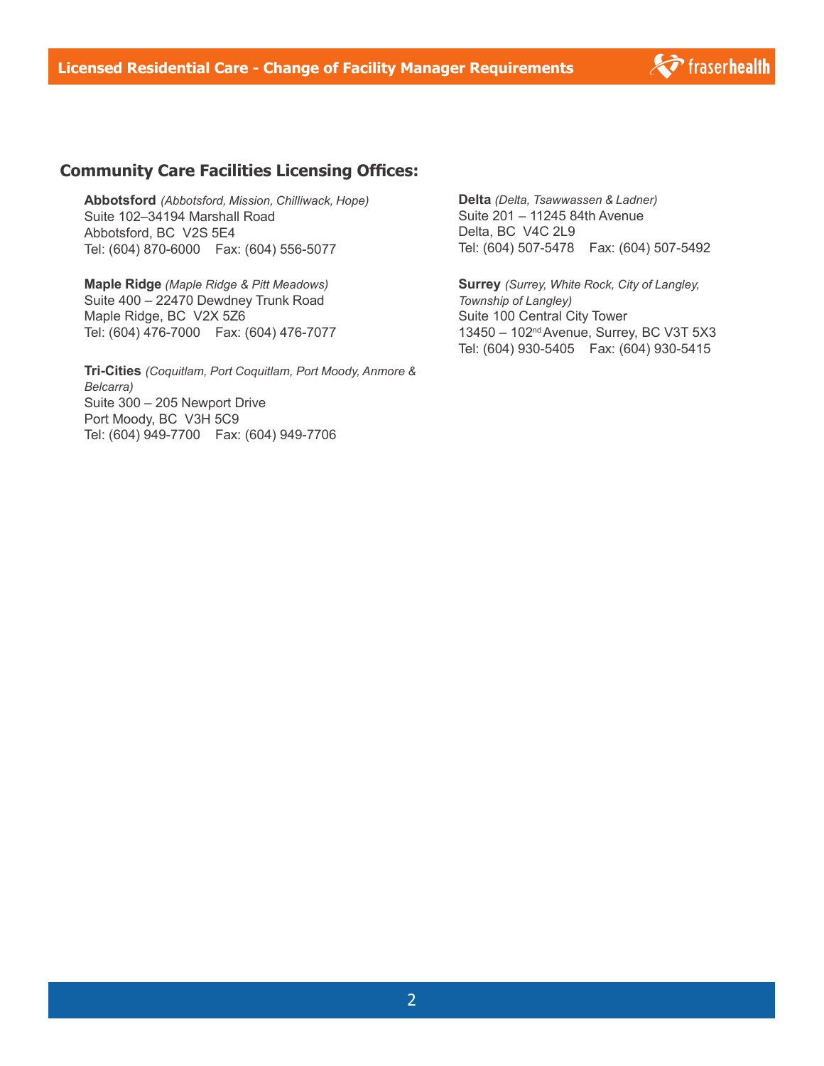## Community Care Facilities Licensing Offices:

**Abbotsford** *(Abbotsford, Mission, Chilliwack, Hope)*
Suite 102–34194 Marshall Road
Abbotsford, BC V2S 5E4
Tel: (604) 870-6000 Fax: (604) 556-5077

**Maple Ridge** *(Maple Ridge & Pitt Meadows)*
Suite 400 – 22470 Dewdney Trunk Road
Maple Ridge, BC V2X 5Z6
Tel: (604) 476-7000 Fax: (604) 476-7077

**Tri-Cities** *(Coquitlam, Port Coquitlam, Port Moody, Anmore & Belcarra)*
Suite 300 – 205 Newport Drive
Port Moody, BC V3H 5C9
Tel: (604) 949-7700 Fax: (604) 949-7706

**Delta** *(Delta, Tsawwassen & Ladner)*
Suite 201 – 11245 84th Avenue
Delta, BC V4C 2L9
Tel: (604) 507-5478 Fax: (604) 507-5492

**Surrey** *(Surrey, White Rock, City of Langley, Township of Langley)*
Suite 100 Central City Tower
13450 – 102nd Avenue, Surrey, BC V3T 5X3
Tel: (604) 930-5405 Fax: (604) 930-5415